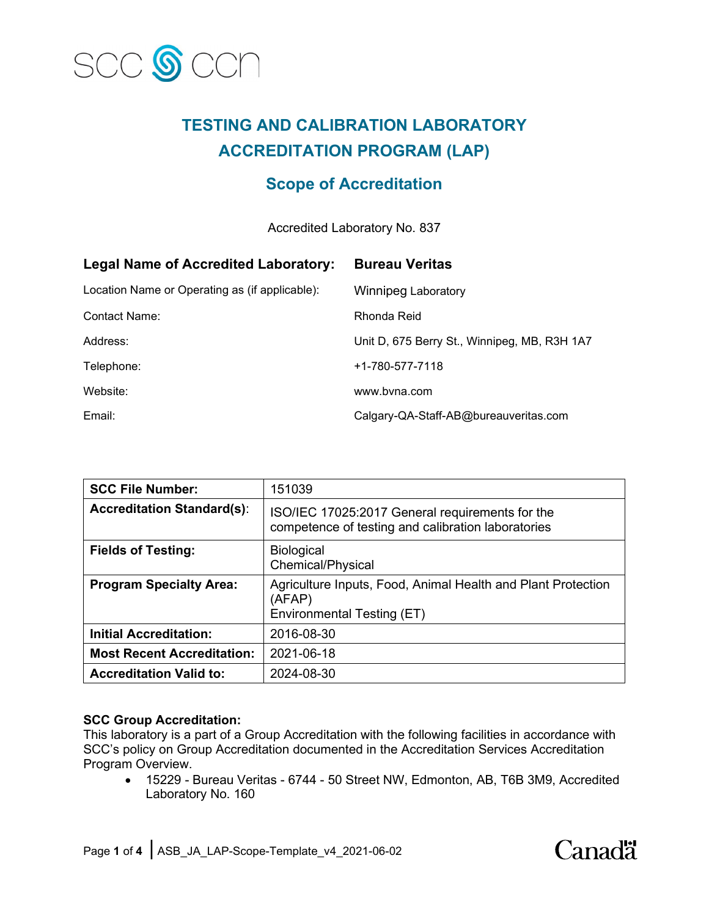SCC CCN

# TESTING AND CALIBRATION LABORATORY ACCREDITATION PROGRAM (LAP)

## Scope of Accreditation

Accredited Laboratory No. 837

| | |
|---|---|
| **Legal Name of Accredited Laboratory:** | **Bureau Veritas** |
| Location Name or Operating as (if applicable): | Winnipeg Laboratory |
| Contact Name: | Rhonda Reid |
| Address: | Unit D, 675 Berry St., Winnipeg, MB, R3H 1A7 |
| Telephone: | +1-780-577-7118 |
| Website: | www.bvna.com |
| Email: | Calgary-QA-Staff-AB@bureauveritas.com |

| | |
|---|---|
| **SCC File Number:** | 151039 |
| **Accreditation Standard(s)**: | ISO/IEC 17025:2017 General requirements for the competence of testing and calibration laboratories |
| **Fields of Testing:** | Biological<br>Chemical/Physical |
| **Program Specialty Area:** | Agriculture Inputs, Food, Animal Health and Plant Protection (AFAP)<br>Environmental Testing (ET) |
| **Initial Accreditation:** | 2016-08-30 |
| **Most Recent Accreditation:** | 2021-06-18 |
| **Accreditation Valid to:** | 2024-08-30 |

**SCC Group Accreditation:**
This laboratory is a part of a Group Accreditation with the following facilities in accordance with SCC's policy on Group Accreditation documented in the Accreditation Services Accreditation Program Overview.

- 15229 - Bureau Veritas - 6744 - 50 Street NW, Edmonton, AB, T6B 3M9, Accredited Laboratory No. 160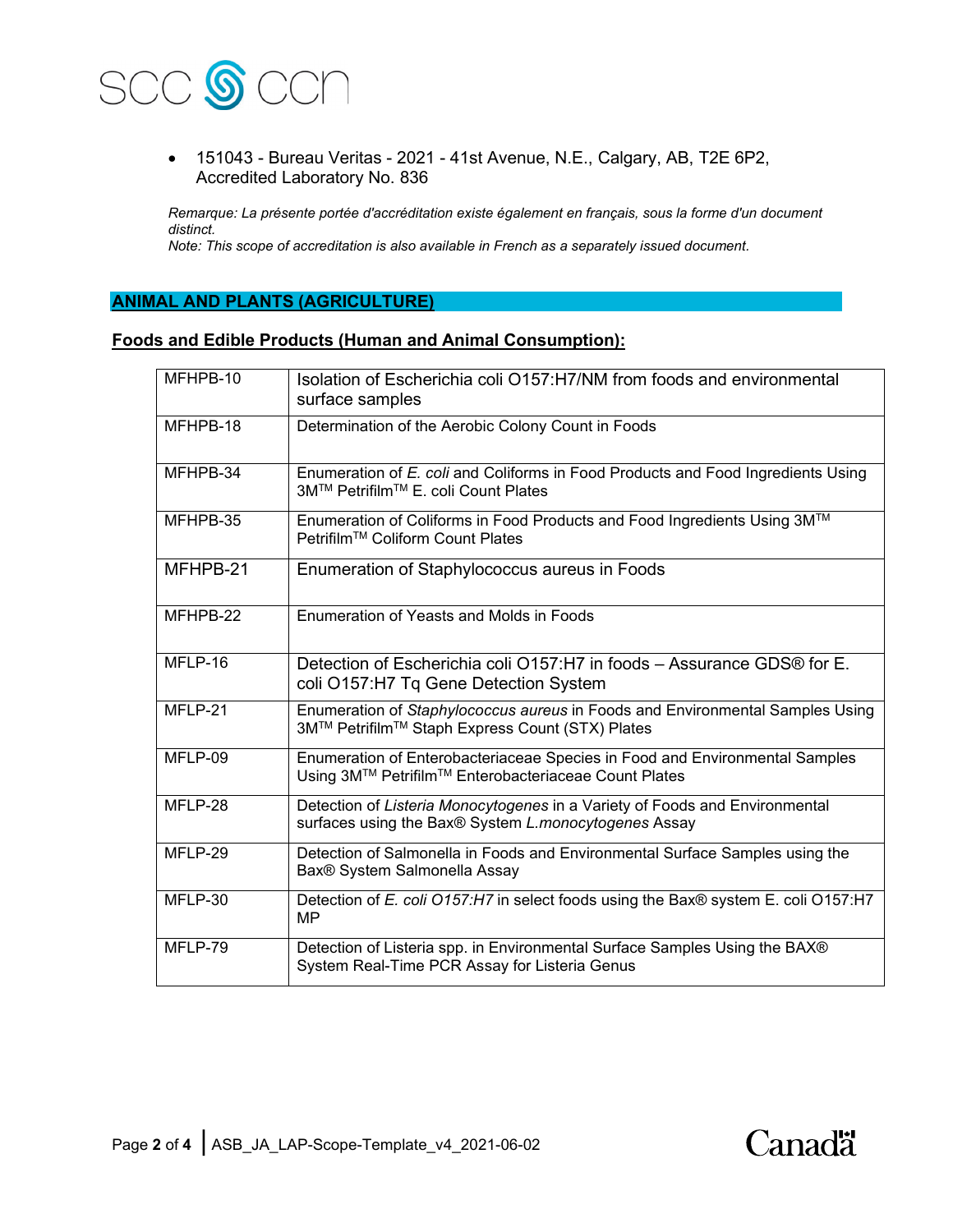- 151043 - Bureau Veritas - 2021 - 41st Avenue, N.E., Calgary, AB, T2E 6P2, Accredited Laboratory No. 836

*Remarque: La présente portée d'accréditation existe également en français, sous la forme d'un document distinct.*
*Note: This scope of accreditation is also available in French as a separately issued document.*

## ANIMAL AND PLANTS (AGRICULTURE)

### Foods and Edible Products (Human and Animal Consumption):

| | |
|---|---|
| MFHPB-10 | Isolation of Escherichia coli O157:H7/NM from foods and environmental surface samples |
| MFHPB-18 | Determination of the Aerobic Colony Count in Foods |
| MFHPB-34 | Enumeration of *E. coli* and Coliforms in Food Products and Food Ingredients Using 3M™ Petrifilm™ E. coli Count Plates |
| MFHPB-35 | Enumeration of Coliforms in Food Products and Food Ingredients Using 3M™ Petrifilm™ Coliform Count Plates |
| MFHPB-21 | Enumeration of Staphylococcus aureus in Foods |
| MFHPB-22 | Enumeration of Yeasts and Molds in Foods |
| MFLP-16 | Detection of Escherichia coli O157:H7 in foods – Assurance GDS® for E. coli O157:H7 Tq Gene Detection System |
| MFLP-21 | Enumeration of *Staphylococcus aureus* in Foods and Environmental Samples Using 3M™ Petrifilm™ Staph Express Count (STX) Plates |
| MFLP-09 | Enumeration of Enterobacteriaceae Species in Food and Environmental Samples Using 3M™ Petrifilm™ Enterobacteriaceae Count Plates |
| MFLP-28 | Detection of *Listeria Monocytogenes* in a Variety of Foods and Environmental surfaces using the Bax® System *L.monocytogenes* Assay |
| MFLP-29 | Detection of Salmonella in Foods and Environmental Surface Samples using the Bax® System Salmonella Assay |
| MFLP-30 | Detection of *E. coli O157:H7* in select foods using the Bax® system E. coli O157:H7 MP |
| MFLP-79 | Detection of Listeria spp. in Environmental Surface Samples Using the BAX® System Real-Time PCR Assay for Listeria Genus |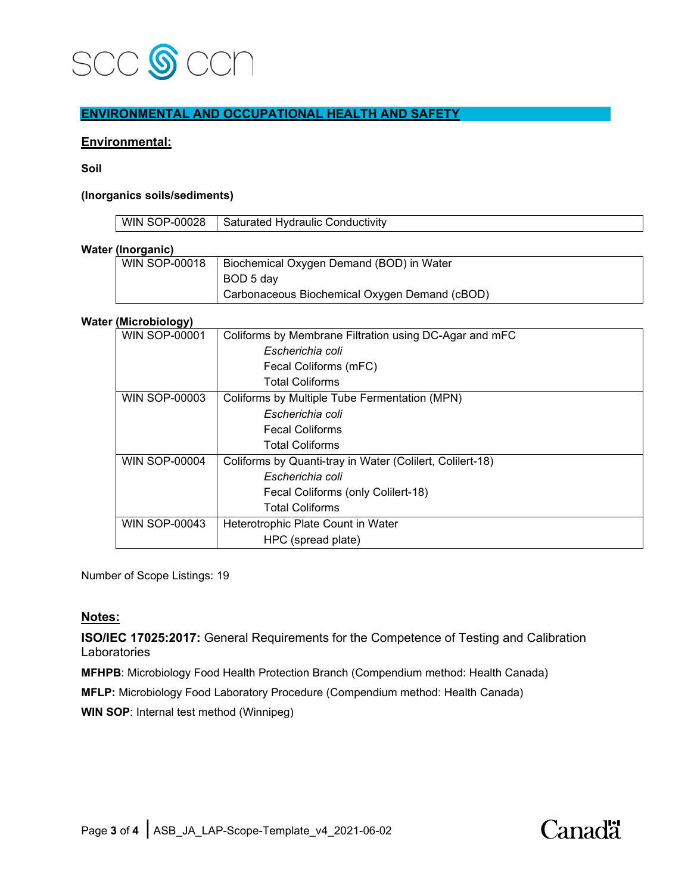## ENVIRONMENTAL AND OCCUPATIONAL HEALTH AND SAFETY

### Environmental:

**Soil**

**(Inorganics soils/sediments)**

| | |
|---|---|
| WIN SOP-00028 | Saturated Hydraulic Conductivity |

**Water (Inorganic)**

| | |
|---|---|
| WIN SOP-00018 | Biochemical Oxygen Demand (BOD) in Water<br>BOD 5 day<br>Carbonaceous Biochemical Oxygen Demand (cBOD) |

**Water (Microbiology)**

| | |
|---|---|
| WIN SOP-00001 | Coliforms by Membrane Filtration using DC-Agar and mFC<br>*Escherichia coli*<br>Fecal Coliforms (mFC)<br>Total Coliforms |
| WIN SOP-00003 | Coliforms by Multiple Tube Fermentation (MPN)<br>*Escherichia coli*<br>Fecal Coliforms<br>Total Coliforms |
| WIN SOP-00004 | Coliforms by Quanti-tray in Water (Colilert, Colilert-18)<br>*Escherichia coli*<br>Fecal Coliforms (only Colilert-18)<br>Total Coliforms |
| WIN SOP-00043 | Heterotrophic Plate Count in Water<br>HPC (spread plate) |

Number of Scope Listings: 19

### Notes:

**ISO/IEC 17025:2017:** General Requirements for the Competence of Testing and Calibration Laboratories

**MFHPB**: Microbiology Food Health Protection Branch (Compendium method: Health Canada)

**MFLP:** Microbiology Food Laboratory Procedure (Compendium method: Health Canada)

**WIN SOP**: Internal test method (Winnipeg)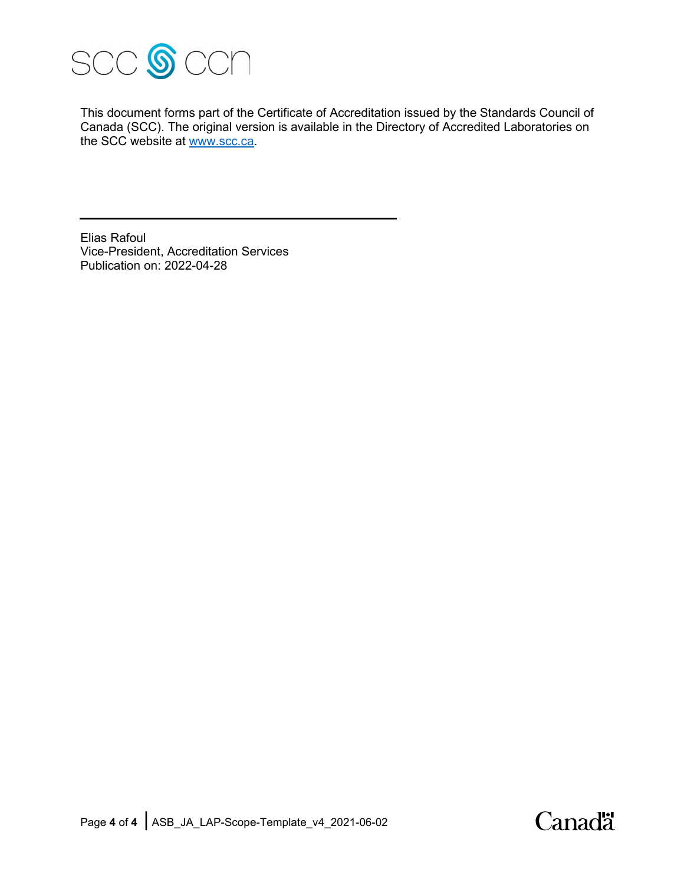This document forms part of the Certificate of Accreditation issued by the Standards Council of Canada (SCC). The original version is available in the Directory of Accredited Laboratories on the SCC website at [www.scc.ca](http://www.scc.ca).

---

Elias Rafoul
Vice-President, Accreditation Services
Publication on: 2022-04-28